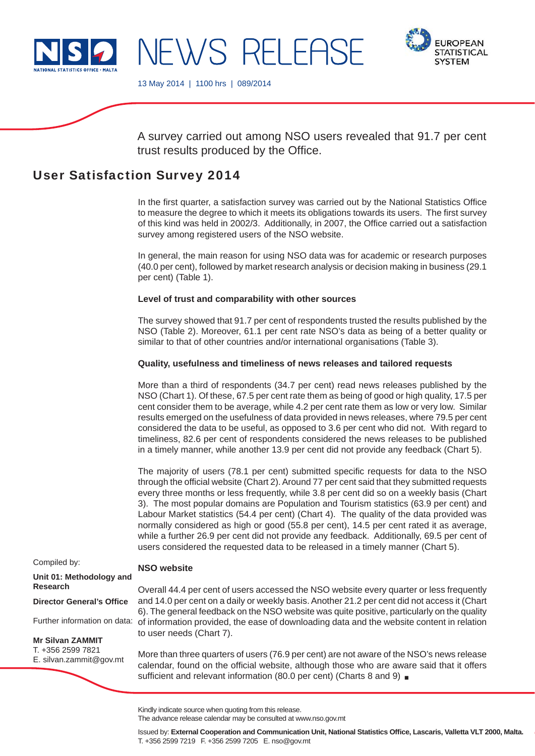NEWS RELEASE

13 May 2014 | 1100 hrs | 089/2014

A survey carried out among NSO users revealed that 91.7 per cent trust results produced by the Office.

# User Satisfaction Survey 2014

In the first quarter, a satisfaction survey was carried out by the National Statistics Office to measure the degree to which it meets its obligations towards its users. The first survey of this kind was held in 2002/3. Additionally, in 2007, the Office carried out a satisfaction survey among registered users of the NSO website.

In general, the main reason for using NSO data was for academic or research purposes (40.0 per cent), followed by market research analysis or decision making in business (29.1 per cent) (Table 1).

**Level of trust and comparability with other sources**

The survey showed that 91.7 per cent of respondents trusted the results published by the NSO (Table 2). Moreover, 61.1 per cent rate NSO's data as being of a better quality or similar to that of other countries and/or international organisations (Table 3).

**Quality, usefulness and timeliness of news releases and tailored requests**

More than a third of respondents (34.7 per cent) read news releases published by the NSO (Chart 1). Of these, 67.5 per cent rate them as being of good or high quality, 17.5 per cent consider them to be average, while 4.2 per cent rate them as low or very low. Similar results emerged on the usefulness of data provided in news releases, where 79.5 per cent considered the data to be useful, as opposed to 3.6 per cent who did not. With regard to timeliness, 82.6 per cent of respondents considered the news releases to be published in a timely manner, while another 13.9 per cent did not provide any feedback (Chart 5).

The majority of users (78.1 per cent) submitted specific requests for data to the NSO through the official website (Chart 2). Around 77 per cent said that they submitted requests every three months or less frequently, while 3.8 per cent did so on a weekly basis (Chart 3). The most popular domains are Population and Tourism statistics (63.9 per cent) and Labour Market statistics (54.4 per cent) (Chart 4). The quality of the data provided was normally considered as high or good (55.8 per cent), 14.5 per cent rated it as average, while a further 26.9 per cent did not provide any feedback. Additionally, 69.5 per cent of users considered the requested data to be released in a timely manner (Chart 5).

**NSO website**

Overall 44.4 per cent of users accessed the NSO website every quarter or less frequently and 14.0 per cent on a daily or weekly basis. Another 21.2 per cent did not access it (Chart 6). The general feedback on the NSO website was quite positive, particularly on the quality of information provided, the ease of downloading data and the website content in relation to user needs (Chart 7).

More than three quarters of users (76.9 per cent) are not aware of the NSO's news release calendar, found on the official website, although those who are aware said that it offers sufficient and relevant information (80.0 per cent) (Charts 8 and 9) ■

Compiled by:

**Unit 01: Methodology and Research**

**Director General's Office**

Further information on data:

**Mr Silvan ZAMMIT**
T. +356 2599 7821
E. silvan.zammit@gov.mt

Kindly indicate source when quoting from this release.
The advance release calendar may be consulted at www.nso.gov.mt

Issued by: **External Cooperation and Communication Unit, National Statistics Office, Lascaris, Valletta VLT 2000, Malta.**
T. +356 2599 7219 F. +356 2599 7205 E. nso@gov.mt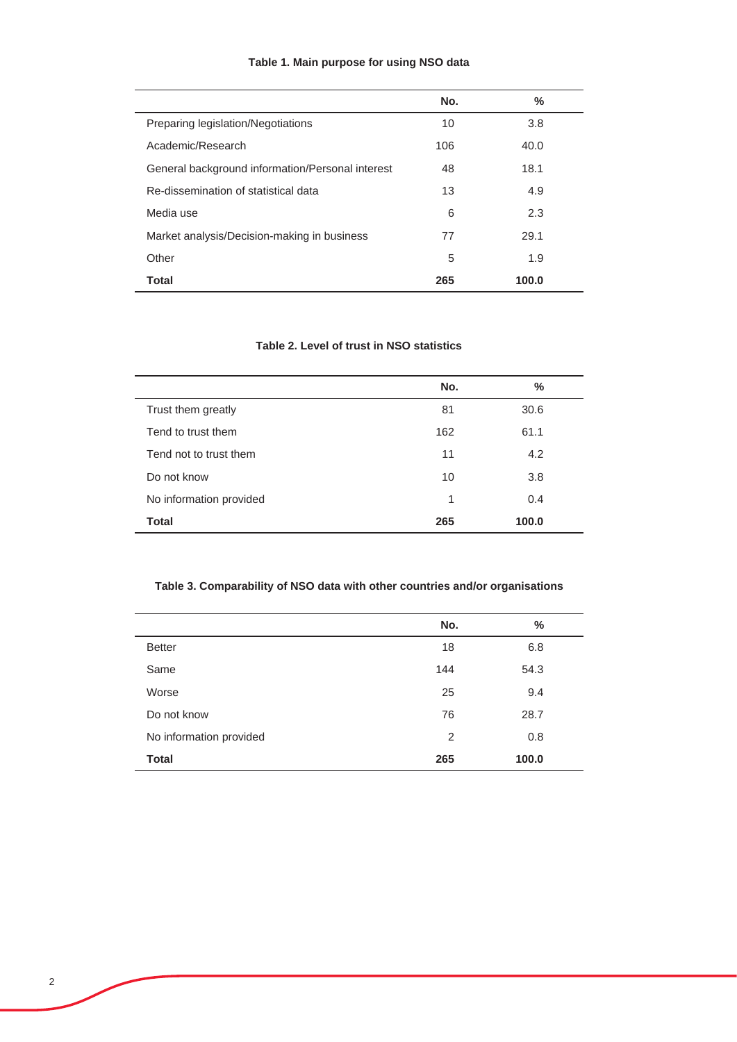**Table 1. Main purpose for using NSO data**

| | No. | % |
|---|---|---|
| Preparing legislation/Negotiations | 10 | 3.8 |
| Academic/Research | 106 | 40.0 |
| General background information/Personal interest | 48 | 18.1 |
| Re-dissemination of statistical data | 13 | 4.9 |
| Media use | 6 | 2.3 |
| Market analysis/Decision-making in business | 77 | 29.1 |
| Other | 5 | 1.9 |
| **Total** | **265** | **100.0** |

**Table 2. Level of trust in NSO statistics**

| | No. | % |
|---|---|---|
| Trust them greatly | 81 | 30.6 |
| Tend to trust them | 162 | 61.1 |
| Tend not to trust them | 11 | 4.2 |
| Do not know | 10 | 3.8 |
| No information provided | 1 | 0.4 |
| **Total** | **265** | **100.0** |

**Table 3. Comparability of NSO data with other countries and/or organisations**

| | No. | % |
|---|---|---|
| Better | 18 | 6.8 |
| Same | 144 | 54.3 |
| Worse | 25 | 9.4 |
| Do not know | 76 | 28.7 |
| No information provided | 2 | 0.8 |
| **Total** | **265** | **100.0** |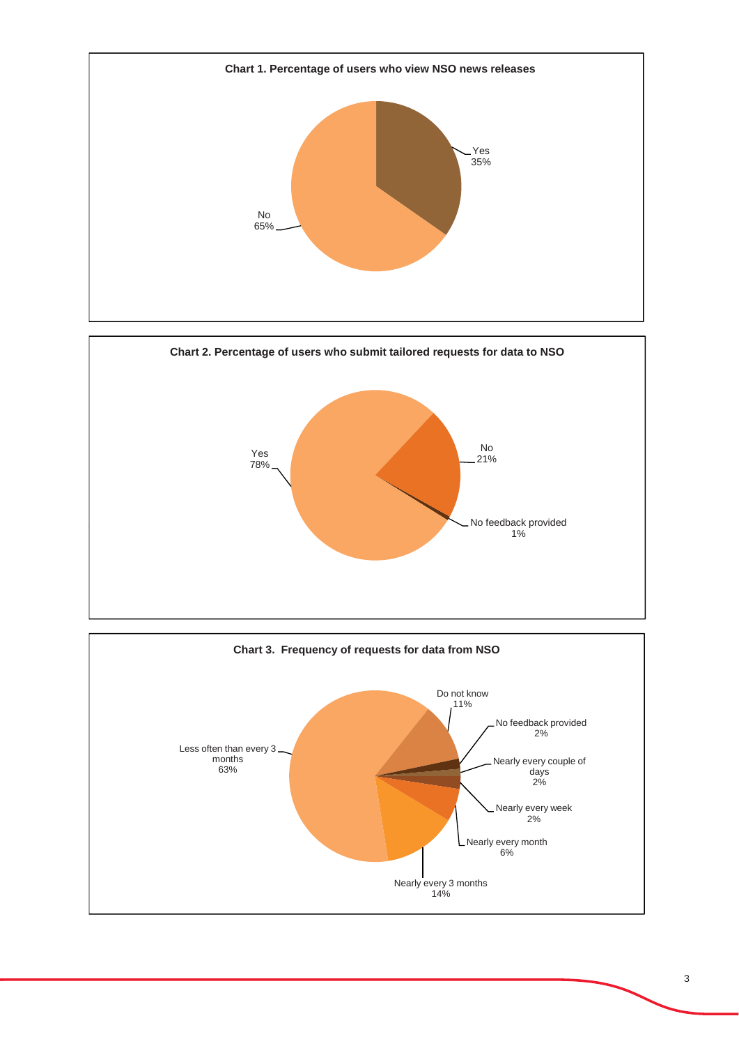**Chart 1. Percentage of users who view NSO news releases**

| Response | Percentage |
|---|---|
| Yes | 35% |
| No | 65% |

**Chart 2. Percentage of users who submit tailored requests for data to NSO**

| Response | Percentage |
|---|---|
| Yes | 78% |
| No | 21% |
| No feedback provided | 1% |

**Chart 3. Frequency of requests for data from NSO**

| Frequency | Percentage |
|---|---|
| Less often than every 3 months | 63% |
| Do not know | 11% |
| No feedback provided | 2% |
| Nearly every couple of days | 2% |
| Nearly every week | 2% |
| Nearly every month | 6% |
| Nearly every 3 months | 14% |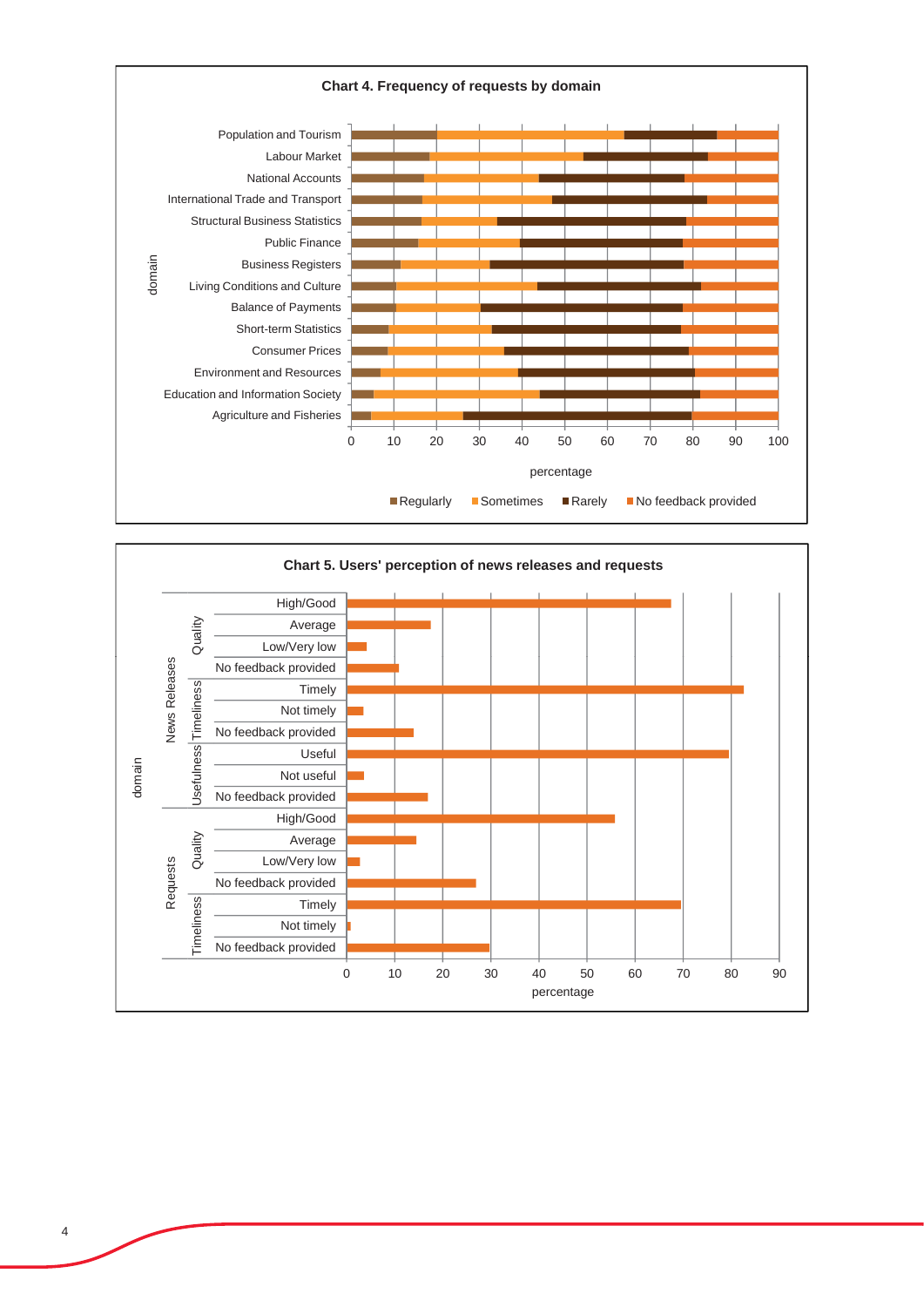**Chart 4. Frequency of requests by domain**

Domains (y-axis, "domain"): Population and Tourism; Labour Market; National Accounts; International Trade and Transport; Structural Business Statistics; Public Finance; Business Registers; Living Conditions and Culture; Balance of Payments; Short-term Statistics; Consumer Prices; Environment and Resources; Education and Information Society; Agriculture and Fisheries

x-axis: percentage (0–100)

Legend: Regularly, Sometimes, Rarely, No feedback provided

**Chart 5. Users' perception of news releases and requests**

domain

- News Releases
  - Quality: High/Good; Average; Low/Very low; No feedback provided
  - Timeliness: Timely; Not timely; No feedback provided
  - Usefulness: Useful; Not useful; No feedback provided
- Requests
  - Quality: High/Good; Average; Low/Very low; No feedback provided
  - Timeliness: Timely; Not timely; No feedback provided

x-axis: percentage (0–90)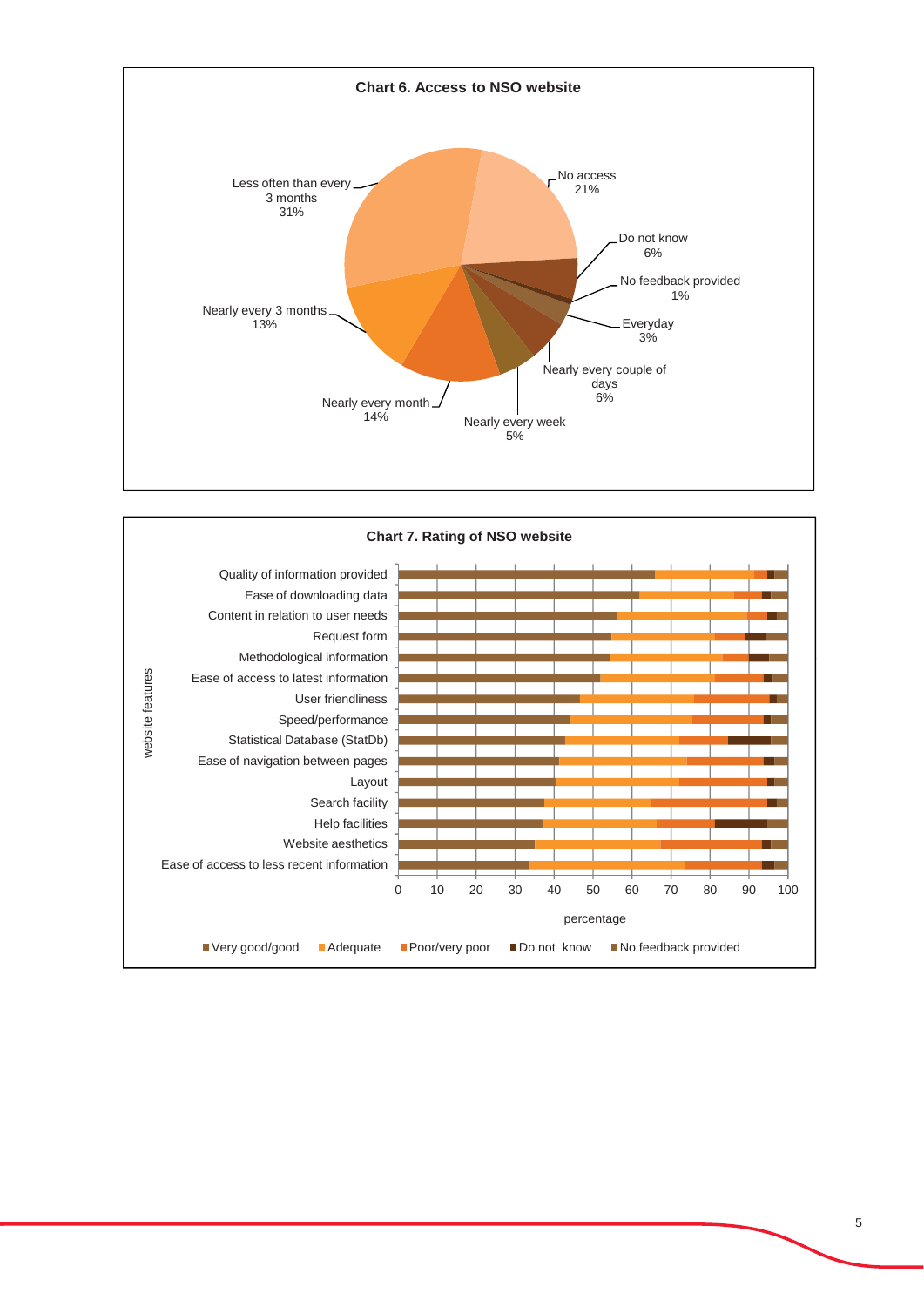**Chart 6. Access to NSO website**

- Less often than every 3 months: 31%
- No access: 21%
- Do not know: 6%
- No feedback provided: 1%
- Everyday: 3%
- Nearly every couple of days: 6%
- Nearly every week: 5%
- Nearly every month: 14%
- Nearly every 3 months: 13%

**Chart 7. Rating of NSO website**

website features:

- Quality of information provided
- Ease of downloading data
- Content in relation to user needs
- Request form
- Methodological information
- Ease of access to latest information
- User friendliness
- Speed/performance
- Statistical Database (StatDb)
- Ease of navigation between pages
- Layout
- Search facility
- Help facilities
- Website aesthetics
- Ease of access to less recent information

percentage: 0 10 20 30 40 50 60 70 80 90 100

Very good/good | Adequate | Poor/very poor | Do not know | No feedback provided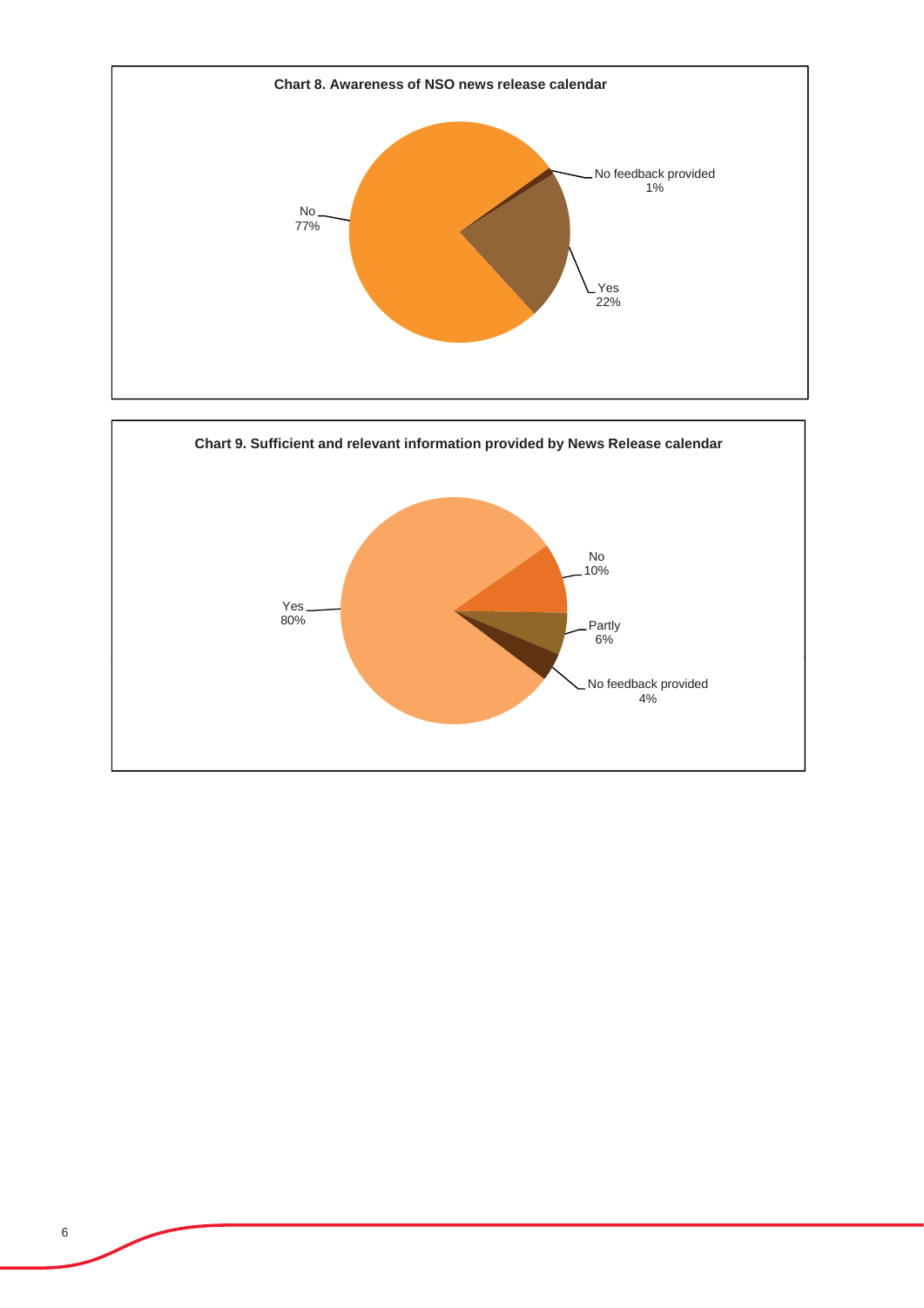**Chart 8. Awareness of NSO news release calendar**

| Response | Percentage |
|---|---|
| No | 77% |
| Yes | 22% |
| No feedback provided | 1% |

**Chart 9. Sufficient and relevant information provided by News Release calendar**

| Response | Percentage |
|---|---|
| Yes | 80% |
| No | 10% |
| Partly | 6% |
| No feedback provided | 4% |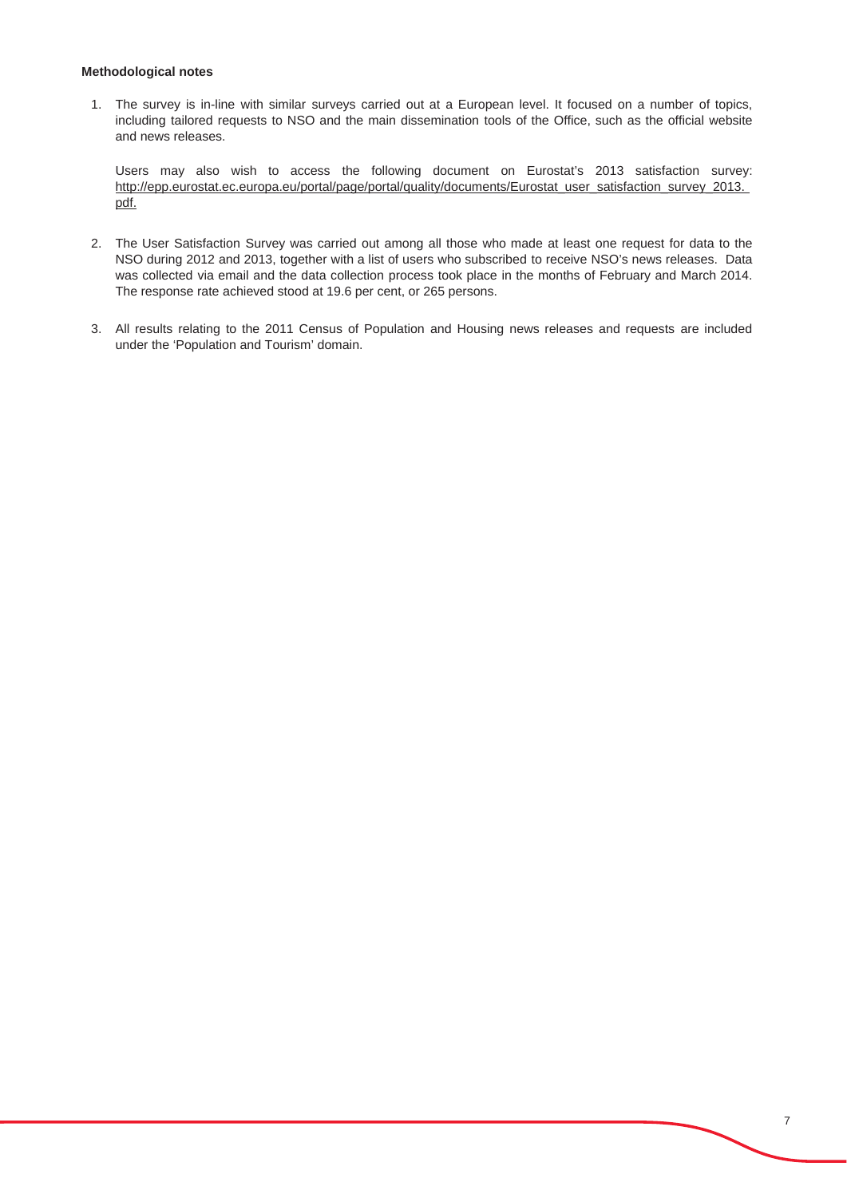**Methodological notes**

1. The survey is in-line with similar surveys carried out at a European level. It focused on a number of topics, including tailored requests to NSO and the main dissemination tools of the Office, such as the official website and news releases.

   Users may also wish to access the following document on Eurostat's 2013 satisfaction survey: http://epp.eurostat.ec.europa.eu/portal/page/portal/quality/documents/Eurostat_user_satisfaction_survey_2013.pdf.

2. The User Satisfaction Survey was carried out among all those who made at least one request for data to the NSO during 2012 and 2013, together with a list of users who subscribed to receive NSO's news releases. Data was collected via email and the data collection process took place in the months of February and March 2014. The response rate achieved stood at 19.6 per cent, or 265 persons.

3. All results relating to the 2011 Census of Population and Housing news releases and requests are included under the 'Population and Tourism' domain.